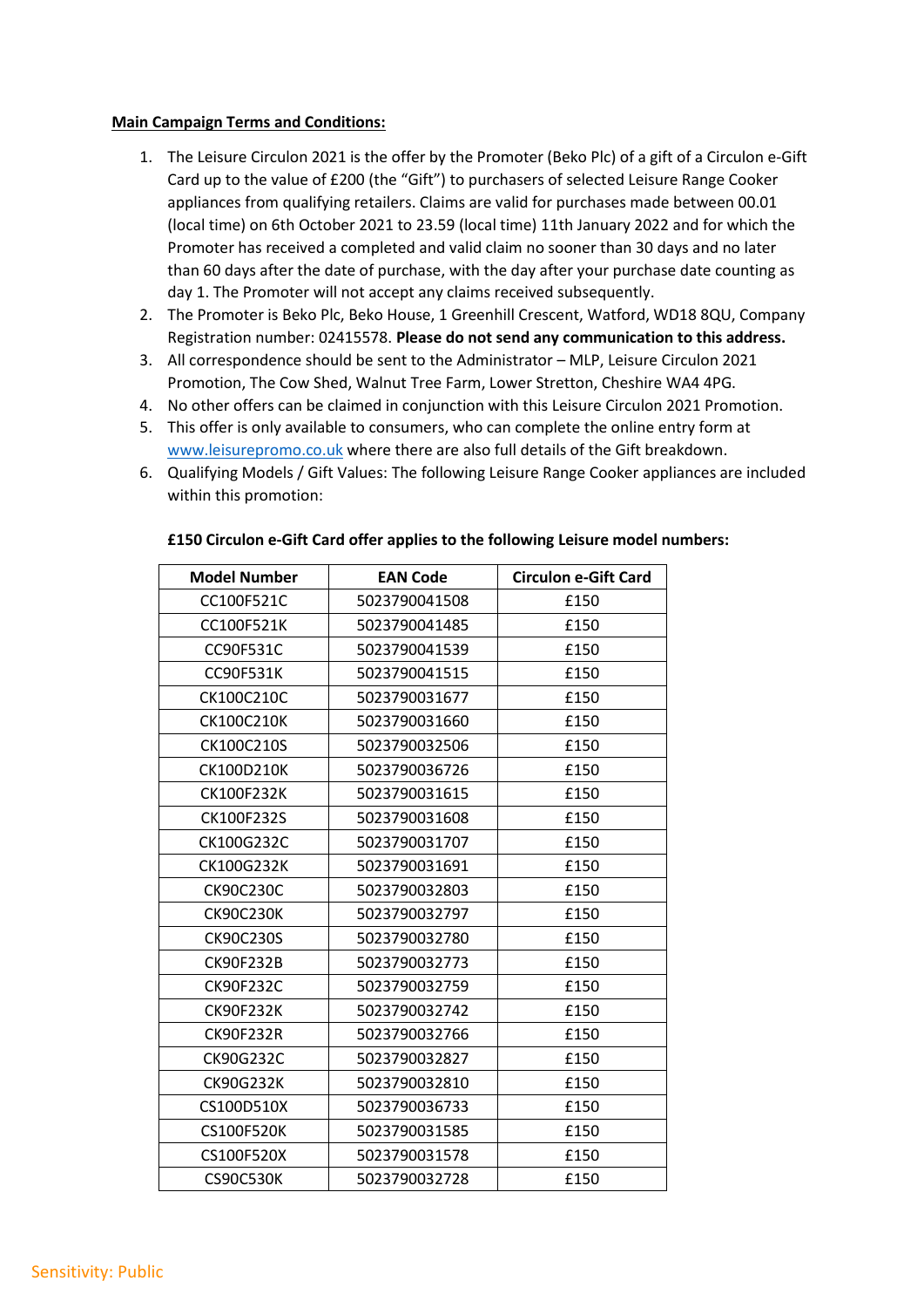**Main Campaign Terms and Conditions:**

1. The Leisure Circulon 2021 is the offer by the Promoter (Beko Plc) of a gift of a Circulon e-Gift Card up to the value of £200 (the "Gift") to purchasers of selected Leisure Range Cooker appliances from qualifying retailers. Claims are valid for purchases made between 00.01 (local time) on 6th October 2021 to 23.59 (local time) 11th January 2022 and for which the Promoter has received a completed and valid claim no sooner than 30 days and no later than 60 days after the date of purchase, with the day after your purchase date counting as day 1. The Promoter will not accept any claims received subsequently.
2. The Promoter is Beko Plc, Beko House, 1 Greenhill Crescent, Watford, WD18 8QU, Company Registration number: 02415578. **Please do not send any communication to this address.**
3. All correspondence should be sent to the Administrator – MLP, Leisure Circulon 2021 Promotion, The Cow Shed, Walnut Tree Farm, Lower Stretton, Cheshire WA4 4PG.
4. No other offers can be claimed in conjunction with this Leisure Circulon 2021 Promotion.
5. This offer is only available to consumers, who can complete the online entry form at [www.leisurepromo.co.uk](www.leisurepromo.co.uk) where there are also full details of the Gift breakdown.
6. Qualifying Models / Gift Values: The following Leisure Range Cooker appliances are included within this promotion:

**£150 Circulon e-Gift Card offer applies to the following Leisure model numbers:**

| Model Number | EAN Code | Circulon e-Gift Card |
|---|---|---|
| CC100F521C | 5023790041508 | £150 |
| CC100F521K | 5023790041485 | £150 |
| CC90F531C | 5023790041539 | £150 |
| CC90F531K | 5023790041515 | £150 |
| CK100C210C | 5023790031677 | £150 |
| CK100C210K | 5023790031660 | £150 |
| CK100C210S | 5023790032506 | £150 |
| CK100D210K | 5023790036726 | £150 |
| CK100F232K | 5023790031615 | £150 |
| CK100F232S | 5023790031608 | £150 |
| CK100G232C | 5023790031707 | £150 |
| CK100G232K | 5023790031691 | £150 |
| CK90C230C | 5023790032803 | £150 |
| CK90C230K | 5023790032797 | £150 |
| CK90C230S | 5023790032780 | £150 |
| CK90F232B | 5023790032773 | £150 |
| CK90F232C | 5023790032759 | £150 |
| CK90F232K | 5023790032742 | £150 |
| CK90F232R | 5023790032766 | £150 |
| CK90G232C | 5023790032827 | £150 |
| CK90G232K | 5023790032810 | £150 |
| CS100D510X | 5023790036733 | £150 |
| CS100F520K | 5023790031585 | £150 |
| CS100F520X | 5023790031578 | £150 |
| CS90C530K | 5023790032728 | £150 |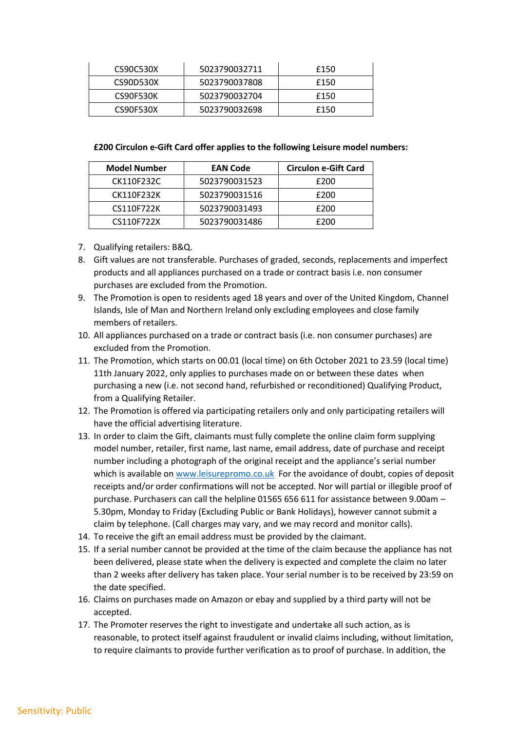| CS90C530X | 5023790032711 | £150 |
|---|---|---|
| CS90D530X | 5023790037808 | £150 |
| CS90F530K | 5023790032704 | £150 |
| CS90F530X | 5023790032698 | £150 |

**£200 Circulon e-Gift Card offer applies to the following Leisure model numbers:**

| Model Number | EAN Code | Circulon e-Gift Card |
|---|---|---|
| CK110F232C | 5023790031523 | £200 |
| CK110F232K | 5023790031516 | £200 |
| CS110F722K | 5023790031493 | £200 |
| CS110F722X | 5023790031486 | £200 |

7. Qualifying retailers: B&Q.
8. Gift values are not transferable. Purchases of graded, seconds, replacements and imperfect products and all appliances purchased on a trade or contract basis i.e. non consumer purchases are excluded from the Promotion.
9. The Promotion is open to residents aged 18 years and over of the United Kingdom, Channel Islands, Isle of Man and Northern Ireland only excluding employees and close family members of retailers.
10. All appliances purchased on a trade or contract basis (i.e. non consumer purchases) are excluded from the Promotion.
11. The Promotion, which starts on 00.01 (local time) on 6th October 2021 to 23.59 (local time) 11th January 2022, only applies to purchases made on or between these dates when purchasing a new (i.e. not second hand, refurbished or reconditioned) Qualifying Product, from a Qualifying Retailer.
12. The Promotion is offered via participating retailers only and only participating retailers will have the official advertising literature.
13. In order to claim the Gift, claimants must fully complete the online claim form supplying model number, retailer, first name, last name, email address, date of purchase and receipt number including a photograph of the original receipt and the appliance's serial number which is available on [www.leisurepromo.co.uk](http://www.leisurepromo.co.uk) For the avoidance of doubt, copies of deposit receipts and/or order confirmations will not be accepted. Nor will partial or illegible proof of purchase. Purchasers can call the helpline 01565 656 611 for assistance between 9.00am – 5.30pm, Monday to Friday (Excluding Public or Bank Holidays), however cannot submit a claim by telephone. (Call charges may vary, and we may record and monitor calls).
14. To receive the gift an email address must be provided by the claimant.
15. If a serial number cannot be provided at the time of the claim because the appliance has not been delivered, please state when the delivery is expected and complete the claim no later than 2 weeks after delivery has taken place. Your serial number is to be received by 23:59 on the date specified.
16. Claims on purchases made on Amazon or ebay and supplied by a third party will not be accepted.
17. The Promoter reserves the right to investigate and undertake all such action, as is reasonable, to protect itself against fraudulent or invalid claims including, without limitation, to require claimants to provide further verification as to proof of purchase. In addition, the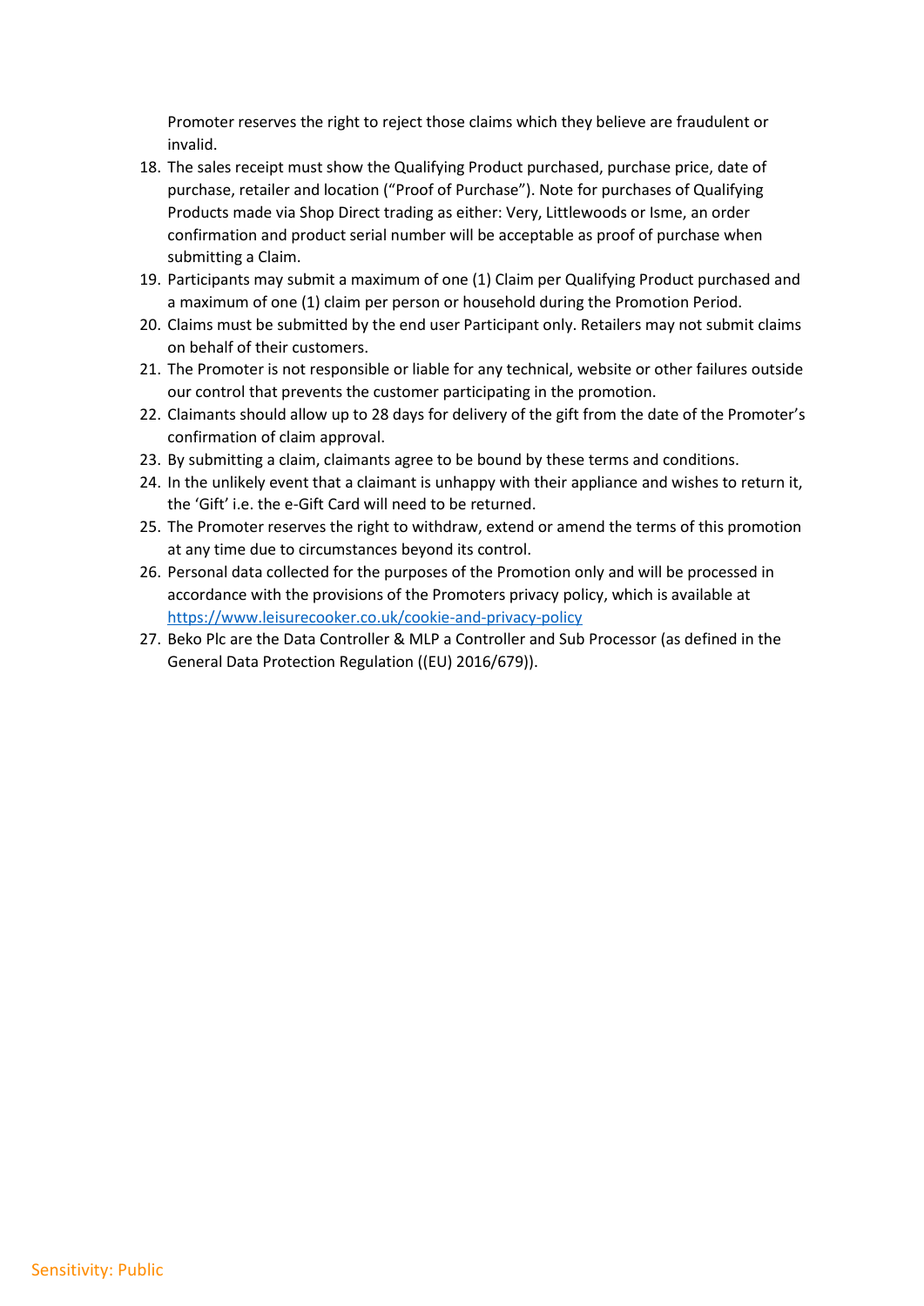Promoter reserves the right to reject those claims which they believe are fraudulent or invalid.

18. The sales receipt must show the Qualifying Product purchased, purchase price, date of purchase, retailer and location ("Proof of Purchase"). Note for purchases of Qualifying Products made via Shop Direct trading as either: Very, Littlewoods or Isme, an order confirmation and product serial number will be acceptable as proof of purchase when submitting a Claim.
19. Participants may submit a maximum of one (1) Claim per Qualifying Product purchased and a maximum of one (1) claim per person or household during the Promotion Period.
20. Claims must be submitted by the end user Participant only. Retailers may not submit claims on behalf of their customers.
21. The Promoter is not responsible or liable for any technical, website or other failures outside our control that prevents the customer participating in the promotion.
22. Claimants should allow up to 28 days for delivery of the gift from the date of the Promoter's confirmation of claim approval.
23. By submitting a claim, claimants agree to be bound by these terms and conditions.
24. In the unlikely event that a claimant is unhappy with their appliance and wishes to return it, the 'Gift' i.e. the e-Gift Card will need to be returned.
25. The Promoter reserves the right to withdraw, extend or amend the terms of this promotion at any time due to circumstances beyond its control.
26. Personal data collected for the purposes of the Promotion only and will be processed in accordance with the provisions of the Promoters privacy policy, which is available at https://www.leisurecooker.co.uk/cookie-and-privacy-policy
27. Beko Plc are the Data Controller & MLP a Controller and Sub Processor (as defined in the General Data Protection Regulation ((EU) 2016/679)).

Sensitivity: Public